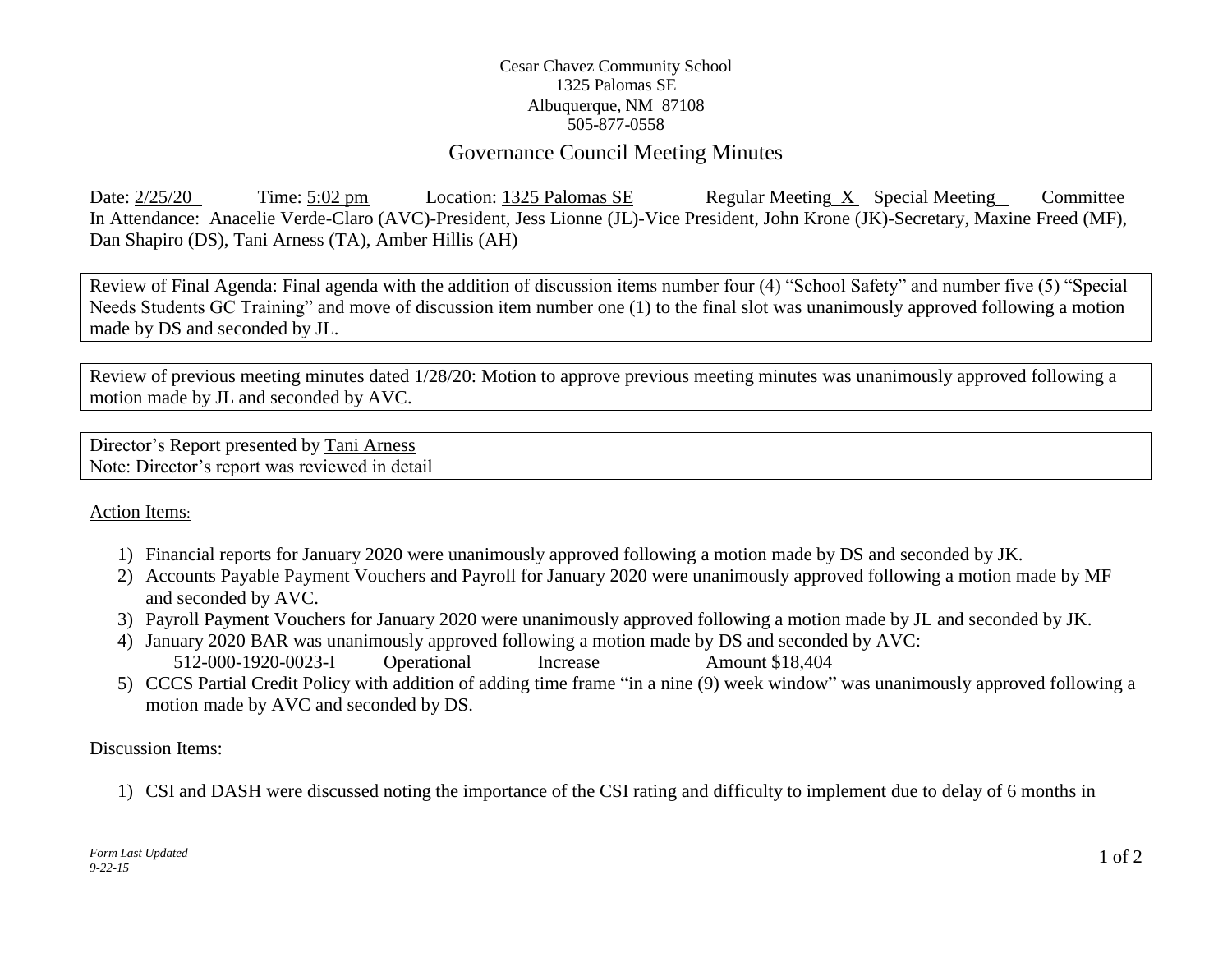Cesar Chavez Community School
1325 Palomas SE
Albuquerque, NM 87108
505-877-0558

# Governance Council Meeting Minutes

Date: 2/25/20 Time: 5:02 pm Location: 1325 Palomas SE Regular Meeting X Special Meeting __ Committee
In Attendance: Anacelie Verde-Claro (AVC)-President, Jess Lionne (JL)-Vice President, John Krone (JK)-Secretary, Maxine Freed (MF), Dan Shapiro (DS), Tani Arness (TA), Amber Hillis (AH)

Review of Final Agenda: Final agenda with the addition of discussion items number four (4) "School Safety" and number five (5) "Special Needs Students GC Training" and move of discussion item number one (1) to the final slot was unanimously approved following a motion made by DS and seconded by JL.

Review of previous meeting minutes dated 1/28/20: Motion to approve previous meeting minutes was unanimously approved following a motion made by JL and seconded by AVC.

Director's Report presented by Tani Arness
Note: Director's report was reviewed in detail

## Action Items:

1) Financial reports for January 2020 were unanimously approved following a motion made by DS and seconded by JK.
2) Accounts Payable Payment Vouchers and Payroll for January 2020 were unanimously approved following a motion made by MF and seconded by AVC.
3) Payroll Payment Vouchers for January 2020 were unanimously approved following a motion made by JL and seconded by JK.
4) January 2020 BAR was unanimously approved following a motion made by DS and seconded by AVC:
   512-000-1920-0023-I Operational Increase Amount $18,404
5) CCCS Partial Credit Policy with addition of adding time frame "in a nine (9) week window" was unanimously approved following a motion made by AVC and seconded by DS.

## Discussion Items:

1) CSI and DASH were discussed noting the importance of the CSI rating and difficulty to implement due to delay of 6 months in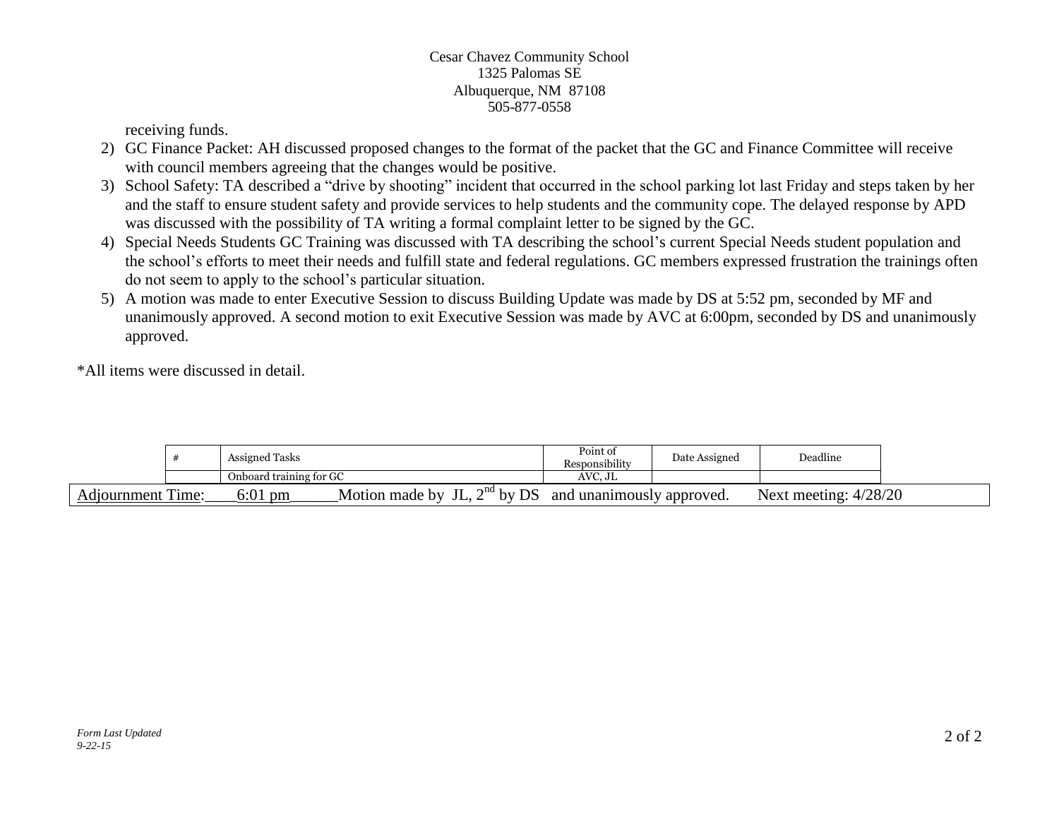receiving funds.

2) GC Finance Packet: AH discussed proposed changes to the format of the packet that the GC and Finance Committee will receive with council members agreeing that the changes would be positive.
3) School Safety: TA described a “drive by shooting” incident that occurred in the school parking lot last Friday and steps taken by her and the staff to ensure student safety and provide services to help students and the community cope. The delayed response by APD was discussed with the possibility of TA writing a formal complaint letter to be signed by the GC.
4) Special Needs Students GC Training was discussed with TA describing the school’s current Special Needs student population and the school’s efforts to meet their needs and fulfill state and federal regulations. GC members expressed frustration the trainings often do not seem to apply to the school’s particular situation.
5) A motion was made to enter Executive Session to discuss Building Update was made by DS at 5:52 pm, seconded by MF and unanimously approved. A second motion to exit Executive Session was made by AVC at 6:00pm, seconded by DS and unanimously approved.

*All items were discussed in detail.

| # | Assigned Tasks | Point of Responsibility | Date Assigned | Deadline |
|---|---|---|---|---|
| | Onboard training for GC | AVC, JL | | |

Adjournment Time: ____6:01 pm______Motion made by JL, 2nd by DS and unanimously approved. Next meeting: 4/28/20

*Form Last Updated 9-22-15*